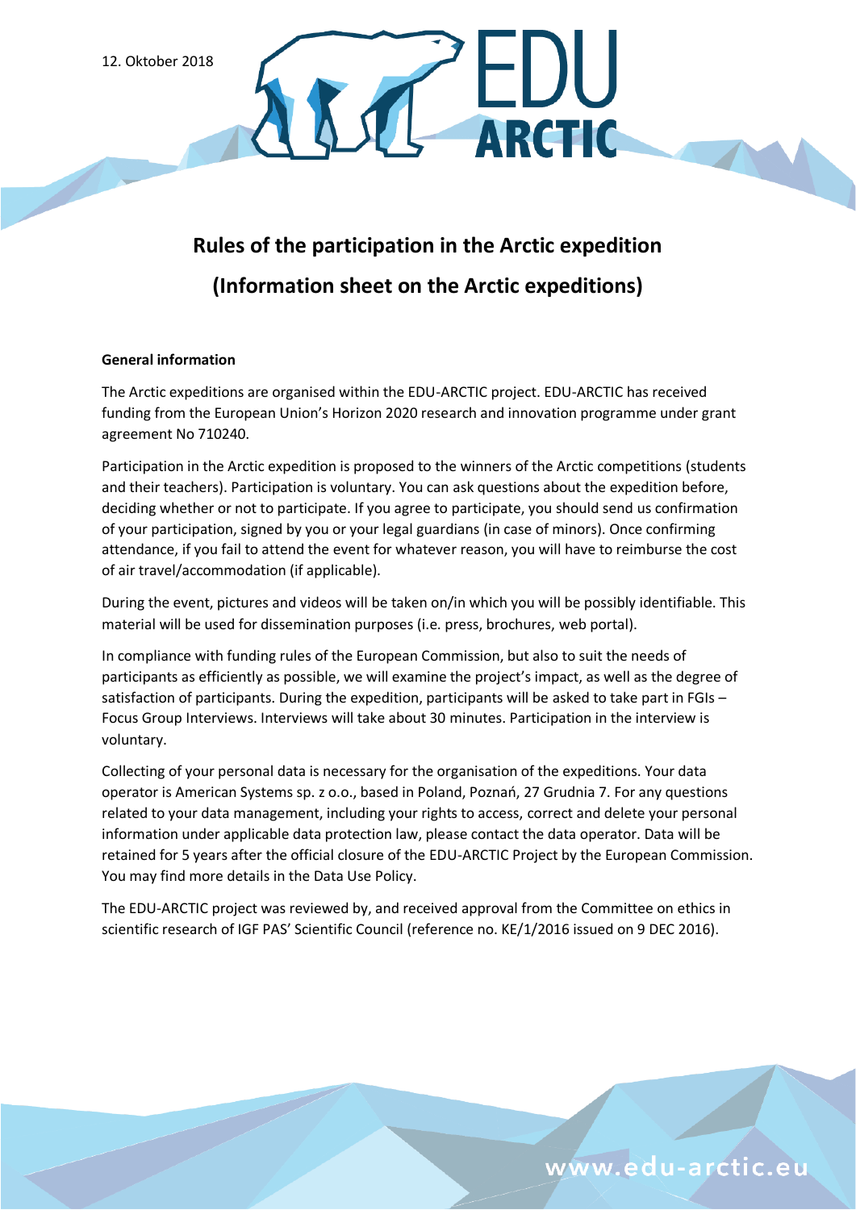12. Oktober 2018

# Rules of the participation in the Arctic expedition

# (Information sheet on the Arctic expeditions)

**General information**

The Arctic expeditions are organised within the EDU-ARCTIC project. EDU-ARCTIC has received funding from the European Union's Horizon 2020 research and innovation programme under grant agreement No 710240.

Participation in the Arctic expedition is proposed to the winners of the Arctic competitions (students and their teachers). Participation is voluntary. You can ask questions about the expedition before, deciding whether or not to participate. If you agree to participate, you should send us confirmation of your participation, signed by you or your legal guardians (in case of minors). Once confirming attendance, if you fail to attend the event for whatever reason, you will have to reimburse the cost of air travel/accommodation (if applicable).

During the event, pictures and videos will be taken on/in which you will be possibly identifiable. This material will be used for dissemination purposes (i.e. press, brochures, web portal).

In compliance with funding rules of the European Commission, but also to suit the needs of participants as efficiently as possible, we will examine the project's impact, as well as the degree of satisfaction of participants. During the expedition, participants will be asked to take part in FGIs – Focus Group Interviews. Interviews will take about 30 minutes. Participation in the interview is voluntary.

Collecting of your personal data is necessary for the organisation of the expeditions. Your data operator is American Systems sp. z o.o., based in Poland, Poznań, 27 Grudnia 7. For any questions related to your data management, including your rights to access, correct and delete your personal information under applicable data protection law, please contact the data operator. Data will be retained for 5 years after the official closure of the EDU-ARCTIC Project by the European Commission. You may find more details in the Data Use Policy.

The EDU-ARCTIC project was reviewed by, and received approval from the Committee on ethics in scientific research of IGF PAS' Scientific Council (reference no. KE/1/2016 issued on 9 DEC 2016).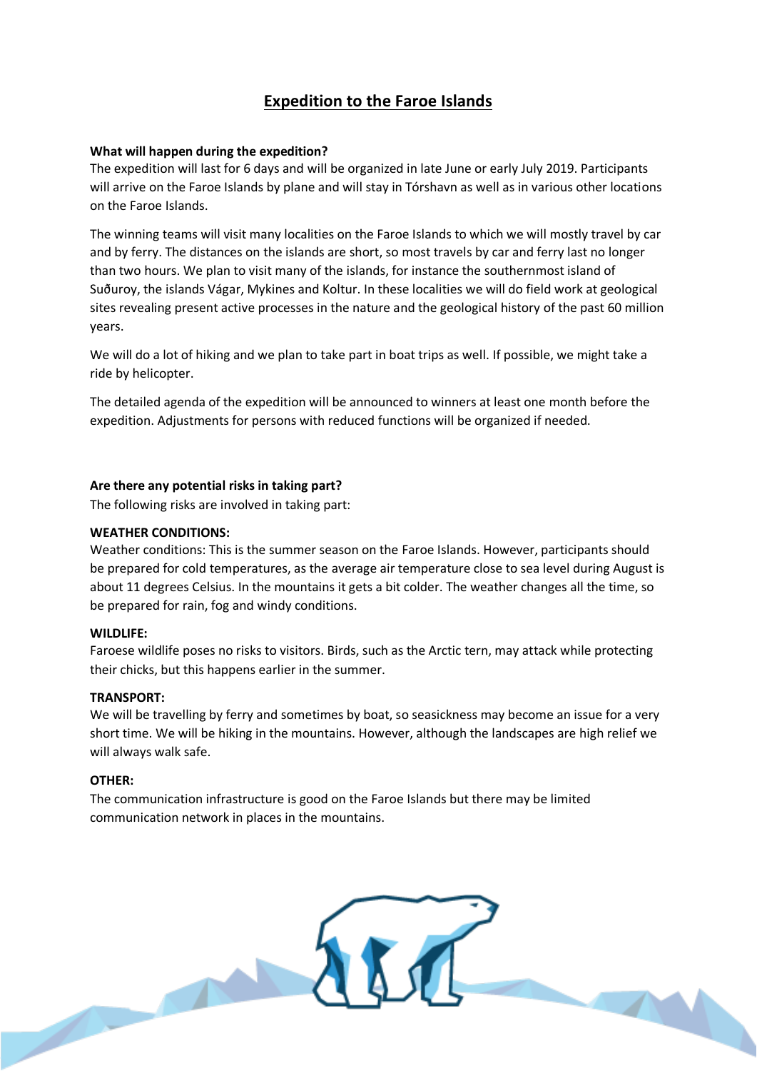# Expedition to the Faroe Islands

**What will happen during the expedition?**

The expedition will last for 6 days and will be organized in late June or early July 2019. Participants will arrive on the Faroe Islands by plane and will stay in Tórshavn as well as in various other locations on the Faroe Islands.

The winning teams will visit many localities on the Faroe Islands to which we will mostly travel by car and by ferry. The distances on the islands are short, so most travels by car and ferry last no longer than two hours. We plan to visit many of the islands, for instance the southernmost island of Suðuroy, the islands Vágar, Mykines and Koltur. In these localities we will do field work at geological sites revealing present active processes in the nature and the geological history of the past 60 million years.

We will do a lot of hiking and we plan to take part in boat trips as well. If possible, we might take a ride by helicopter.

The detailed agenda of the expedition will be announced to winners at least one month before the expedition. Adjustments for persons with reduced functions will be organized if needed.

**Are there any potential risks in taking part?**

The following risks are involved in taking part:

**WEATHER CONDITIONS:**

Weather conditions: This is the summer season on the Faroe Islands. However, participants should be prepared for cold temperatures, as the average air temperature close to sea level during August is about 11 degrees Celsius. In the mountains it gets a bit colder. The weather changes all the time, so be prepared for rain, fog and windy conditions.

**WILDLIFE:**

Faroese wildlife poses no risks to visitors. Birds, such as the Arctic tern, may attack while protecting their chicks, but this happens earlier in the summer.

**TRANSPORT:**

We will be travelling by ferry and sometimes by boat, so seasickness may become an issue for a very short time. We will be hiking in the mountains. However, although the landscapes are high relief we will always walk safe.

**OTHER:**

The communication infrastructure is good on the Faroe Islands but there may be limited communication network in places in the mountains.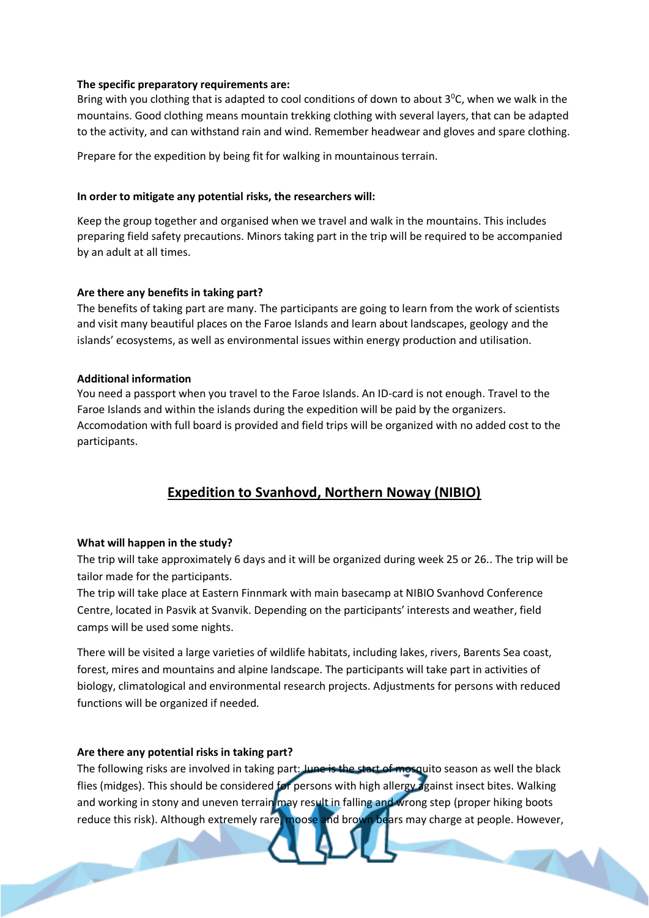**The specific preparatory requirements are:**

Bring with you clothing that is adapted to cool conditions of down to about 3$^0$C, when we walk in the mountains. Good clothing means mountain trekking clothing with several layers, that can be adapted to the activity, and can withstand rain and wind. Remember headwear and gloves and spare clothing.

Prepare for the expedition by being fit for walking in mountainous terrain.

**In order to mitigate any potential risks, the researchers will:**

Keep the group together and organised when we travel and walk in the mountains. This includes preparing field safety precautions. Minors taking part in the trip will be required to be accompanied by an adult at all times.

**Are there any benefits in taking part?**

The benefits of taking part are many. The participants are going to learn from the work of scientists and visit many beautiful places on the Faroe Islands and learn about landscapes, geology and the islands' ecosystems, as well as environmental issues within energy production and utilisation.

**Additional information**

You need a passport when you travel to the Faroe Islands. An ID-card is not enough. Travel to the Faroe Islands and within the islands during the expedition will be paid by the organizers. Accomodation with full board is provided and field trips will be organized with no added cost to the participants.

## Expedition to Svanhovd, Northern Noway (NIBIO)

**What will happen in the study?**

The trip will take approximately 6 days and it will be organized during week 25 or 26.. The trip will be tailor made for the participants.

The trip will take place at Eastern Finnmark with main basecamp at NIBIO Svanhovd Conference Centre, located in Pasvik at Svanvik. Depending on the participants' interests and weather, field camps will be used some nights.

There will be visited a large varieties of wildlife habitats, including lakes, rivers, Barents Sea coast, forest, mires and mountains and alpine landscape. The participants will take part in activities of biology, climatological and environmental research projects. Adjustments for persons with reduced functions will be organized if needed.

**Are there any potential risks in taking part?**

The following risks are involved in taking part: June is the start of mosquito season as well the black flies (midges). This should be considered for persons with high allergy against insect bites. Walking and working in stony and uneven terrain may result in falling and wrong step (proper hiking boots reduce this risk). Although extremely rare, moose and brown bears may charge at people. However,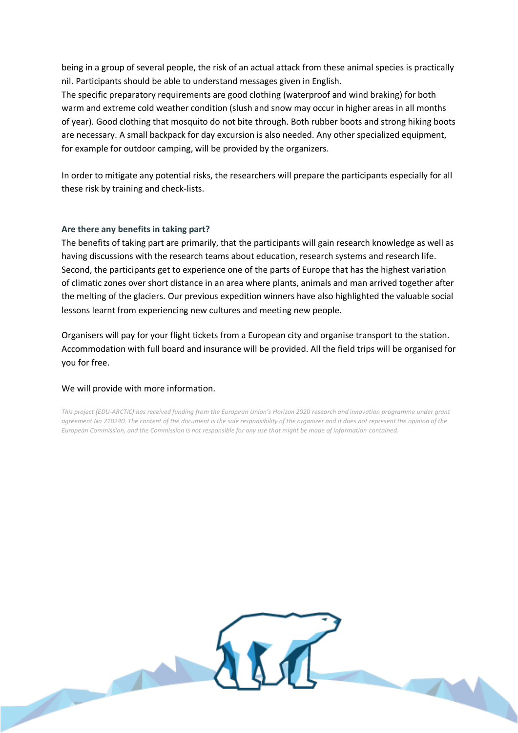being in a group of several people, the risk of an actual attack from these animal species is practically nil. Participants should be able to understand messages given in English.

The specific preparatory requirements are good clothing (waterproof and wind braking) for both warm and extreme cold weather condition (slush and snow may occur in higher areas in all months of year). Good clothing that mosquito do not bite through. Both rubber boots and strong hiking boots are necessary. A small backpack for day excursion is also needed. Any other specialized equipment, for example for outdoor camping, will be provided by the organizers.

In order to mitigate any potential risks, the researchers will prepare the participants especially for all these risk by training and check-lists.

### Are there any benefits in taking part?

The benefits of taking part are primarily, that the participants will gain research knowledge as well as having discussions with the research teams about education, research systems and research life. Second, the participants get to experience one of the parts of Europe that has the highest variation of climatic zones over short distance in an area where plants, animals and man arrived together after the melting of the glaciers. Our previous expedition winners have also highlighted the valuable social lessons learnt from experiencing new cultures and meeting new people.

Organisers will pay for your flight tickets from a European city and organise transport to the station. Accommodation with full board and insurance will be provided. All the field trips will be organised for you for free.

We will provide with more information.

*This project (EDU-ARCTIC) has received funding from the European Union's Horizon 2020 research and innovation programme under grant agreement No 710240. The content of the document is the sole responsibility of the organizer and it does not represent the opinion of the European Commission, and the Commission is not responsible for any use that might be made of information contained.*